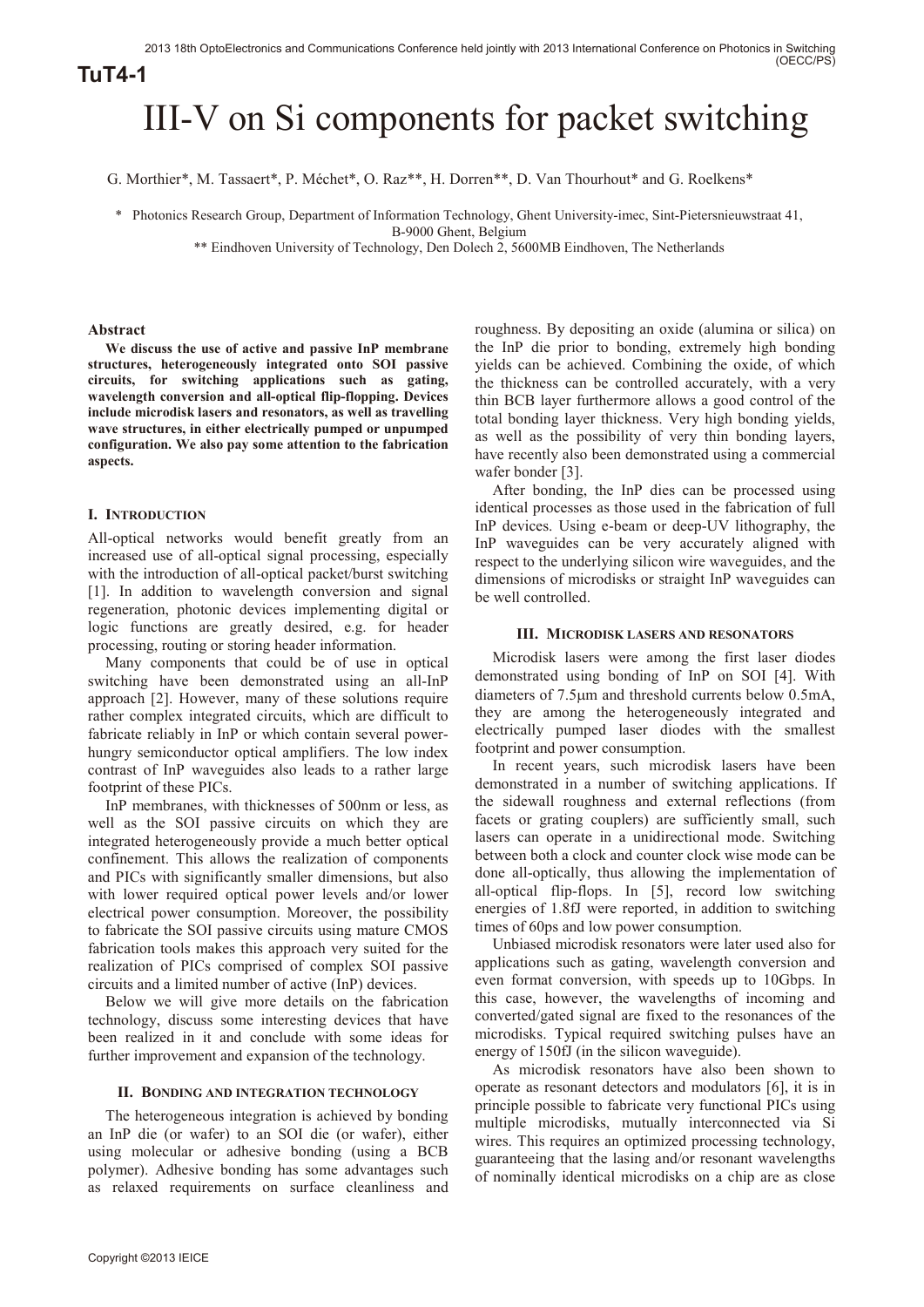TuT4-1

# III-V on Si components for packet switching

G. Morthier*, M. Tassaert*, P. Méchet*, O. Raz**, H. Dorren**, D. Van Thourhout* and G. Roelkens*

\* Photonics Research Group, Department of Information Technology, Ghent University-imec, Sint-Pietersnieuwstraat 41, B-9000 Ghent, Belgium

** Eindhoven University of Technology, Den Dolech 2, 5600MB Eindhoven, The Netherlands

### Abstract

**We discuss the use of active and passive InP membrane structures, heterogeneously integrated onto SOI passive circuits, for switching applications such as gating, wavelength conversion and all-optical flip-flopping. Devices include microdisk lasers and resonators, as well as travelling wave structures, in either electrically pumped or unpumped configuration. We also pay some attention to the fabrication aspects.**

## I. Introduction

All-optical networks would benefit greatly from an increased use of all-optical signal processing, especially with the introduction of all-optical packet/burst switching [1]. In addition to wavelength conversion and signal regeneration, photonic devices implementing digital or logic functions are greatly desired, e.g. for header processing, routing or storing header information.

Many components that could be of use in optical switching have been demonstrated using an all-InP approach [2]. However, many of these solutions require rather complex integrated circuits, which are difficult to fabricate reliably in InP or which contain several power-hungry semiconductor optical amplifiers. The low index contrast of InP waveguides also leads to a rather large footprint of these PICs.

InP membranes, with thicknesses of 500nm or less, as well as the SOI passive circuits on which they are integrated heterogeneously provide a much better optical confinement. This allows the realization of components and PICs with significantly smaller dimensions, but also with lower required optical power levels and/or lower electrical power consumption. Moreover, the possibility to fabricate the SOI passive circuits using mature CMOS fabrication tools makes this approach very suited for the realization of PICs comprised of complex SOI passive circuits and a limited number of active (InP) devices.

Below we will give more details on the fabrication technology, discuss some interesting devices that have been realized in it and conclude with some ideas for further improvement and expansion of the technology.

## II. Bonding and integration technology

The heterogeneous integration is achieved by bonding an InP die (or wafer) to an SOI die (or wafer), either using molecular or adhesive bonding (using a BCB polymer). Adhesive bonding has some advantages such as relaxed requirements on surface cleanliness and roughness. By depositing an oxide (alumina or silica) on the InP die prior to bonding, extremely high bonding yields can be achieved. Combining the oxide, of which the thickness can be controlled accurately, with a very thin BCB layer furthermore allows a good control of the total bonding layer thickness. Very high bonding yields, as well as the possibility of very thin bonding layers, have recently also been demonstrated using a commercial wafer bonder [3].

After bonding, the InP dies can be processed using identical processes as those used in the fabrication of full InP devices. Using e-beam or deep-UV lithography, the InP waveguides can be very accurately aligned with respect to the underlying silicon wire waveguides, and the dimensions of microdisks or straight InP waveguides can be well controlled.

## III. Microdisk lasers and resonators

Microdisk lasers were among the first laser diodes demonstrated using bonding of InP on SOI [4]. With diameters of 7.5μm and threshold currents below 0.5mA, they are among the heterogeneously integrated and electrically pumped laser diodes with the smallest footprint and power consumption.

In recent years, such microdisk lasers have been demonstrated in a number of switching applications. If the sidewall roughness and external reflections (from facets or grating couplers) are sufficiently small, such lasers can operate in a unidirectional mode. Switching between both a clock and counter clock wise mode can be done all-optically, thus allowing the implementation of all-optical flip-flops. In [5], record low switching energies of 1.8fJ were reported, in addition to switching times of 60ps and low power consumption.

Unbiased microdisk resonators were later used also for applications such as gating, wavelength conversion and even format conversion, with speeds up to 10Gbps. In this case, however, the wavelengths of incoming and converted/gated signal are fixed to the resonances of the microdisks. Typical required switching pulses have an energy of 150fJ (in the silicon waveguide).

As microdisk resonators have also been shown to operate as resonant detectors and modulators [6], it is in principle possible to fabricate very functional PICs using multiple microdisks, mutually interconnected via Si wires. This requires an optimized processing technology, guaranteeing that the lasing and/or resonant wavelengths of nominally identical microdisks on a chip are as close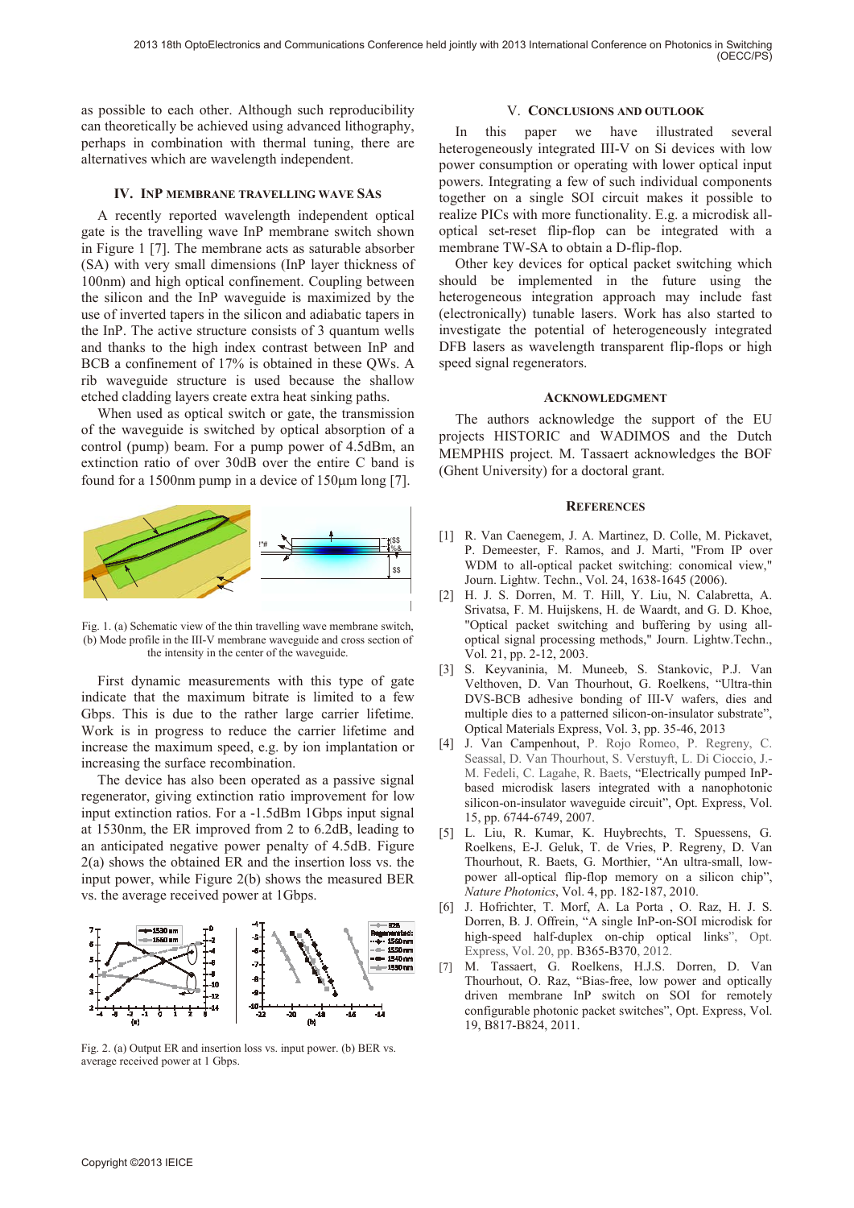as possible to each other. Although such reproducibility can theoretically be achieved using advanced lithography, perhaps in combination with thermal tuning, there are alternatives which are wavelength independent.

## IV. InP Membrane Travelling Wave SAs

A recently reported wavelength independent optical gate is the travelling wave InP membrane switch shown in Figure 1 [7]. The membrane acts as saturable absorber (SA) with very small dimensions (InP layer thickness of 100nm) and high optical confinement. Coupling between the silicon and the InP waveguide is maximized by the use of inverted tapers in the silicon and adiabatic tapers in the InP. The active structure consists of 3 quantum wells and thanks to the high index contrast between InP and BCB a confinement of 17% is obtained in these QWs. A rib waveguide structure is used because the shallow etched cladding layers create extra heat sinking paths.

When used as optical switch or gate, the transmission of the waveguide is switched by optical absorption of a control (pump) beam. For a pump power of 4.5dBm, an extinction ratio of over 30dB over the entire C band is found for a 1500nm pump in a device of 150µm long [7].

Fig. 1. (a) Schematic view of the thin travelling wave membrane switch, (b) Mode profile in the III-V membrane waveguide and cross section of the intensity in the center of the waveguide.

First dynamic measurements with this type of gate indicate that the maximum bitrate is limited to a few Gbps. This is due to the rather large carrier lifetime. Work is in progress to reduce the carrier lifetime and increase the maximum speed, e.g. by ion implantation or increasing the surface recombination.

The device has also been operated as a passive signal regenerator, giving extinction ratio improvement for low input extinction ratios. For a -1.5dBm 1Gbps input signal at 1530nm, the ER improved from 2 to 6.2dB, leading to an anticipated negative power penalty of 4.5dB. Figure 2(a) shows the obtained ER and the insertion loss vs. the input power, while Figure 2(b) shows the measured BER vs. the average received power at 1Gbps.

1530 nm
1560 nm
(a)

B2B
Regenerated:
1560 nm
1550 nm
1540 nm
1530 nm
(b)

Fig. 2. (a) Output ER and insertion loss vs. input power. (b) BER vs. average received power at 1 Gbps.

## V. Conclusions and Outlook

In this paper we have illustrated several heterogeneously integrated III-V on Si devices with low power consumption or operating with lower optical input powers. Integrating a few of such individual components together on a single SOI circuit makes it possible to realize PICs with more functionality. E.g. a microdisk all-optical set-reset flip-flop can be integrated with a membrane TW-SA to obtain a D-flip-flop.

Other key devices for optical packet switching which should be implemented in the future using the heterogeneous integration approach may include fast (electronically) tunable lasers. Work has also started to investigate the potential of heterogeneously integrated DFB lasers as wavelength transparent flip-flops or high speed signal regenerators.

### Acknowledgment

The authors acknowledge the support of the EU projects HISTORIC and WADIMOS and the Dutch MEMPHIS project. M. Tassaert acknowledges the BOF (Ghent University) for a doctoral grant.

### References

[1] R. Van Caenegem, J. A. Martinez, D. Colle, M. Pickavet, P. Demeester, F. Ramos, and J. Marti, "From IP over WDM to all-optical packet switching: conomical view," Journ. Lightw. Techn., Vol. 24, 1638-1645 (2006).

[2] H. J. S. Dorren, M. T. Hill, Y. Liu, N. Calabretta, A. Srivatsa, F. M. Huijskens, H. de Waardt, and G. D. Khoe, "Optical packet switching and buffering by using all-optical signal processing methods," Journ. Lightw.Techn., Vol. 21, pp. 2-12, 2003.

[3] S. Keyvaninia, M. Muneeb, S. Stankovic, P.J. Van Velthoven, D. Van Thourhout, G. Roelkens, "Ultra-thin DVS-BCB adhesive bonding of III-V wafers, dies and multiple dies to a patterned silicon-on-insulator substrate", Optical Materials Express, Vol. 3, pp. 35-46, 2013

[4] J. Van Campenhout, P. Rojo Romeo, P. Regreny, C. Seassal, D. Van Thourhout, S. Verstuyft, L. Di Cioccio, J.-M. Fedeli, C. Lagahe, R. Baets, "Electrically pumped InP-based microdisk lasers integrated with a nanophotonic silicon-on-insulator waveguide circuit", Opt. Express, Vol. 15, pp. 6744-6749, 2007.

[5] L. Liu, R. Kumar, K. Huybrechts, T. Spuessens, G. Roelkens, E-J. Geluk, T. de Vries, P. Regreny, D. Van Thourhout, R. Baets, G. Morthier, "An ultra-small, low-power all-optical flip-flop memory on a silicon chip", *Nature Photonics*, Vol. 4, pp. 182-187, 2010.

[6] J. Hofrichter, T. Morf, A. La Porta , O. Raz, H. J. S. Dorren, B. J. Offrein, "A single InP-on-SOI microdisk for high-speed half-duplex on-chip optical links", Opt. Express, Vol. 20, pp. B365-B370, 2012.

[7] M. Tassaert, G. Roelkens, H.J.S. Dorren, D. Van Thourhout, O. Raz, "Bias-free, low power and optically driven membrane InP switch on SOI for remotely configurable photonic packet switches", Opt. Express, Vol. 19, B817-B824, 2011.